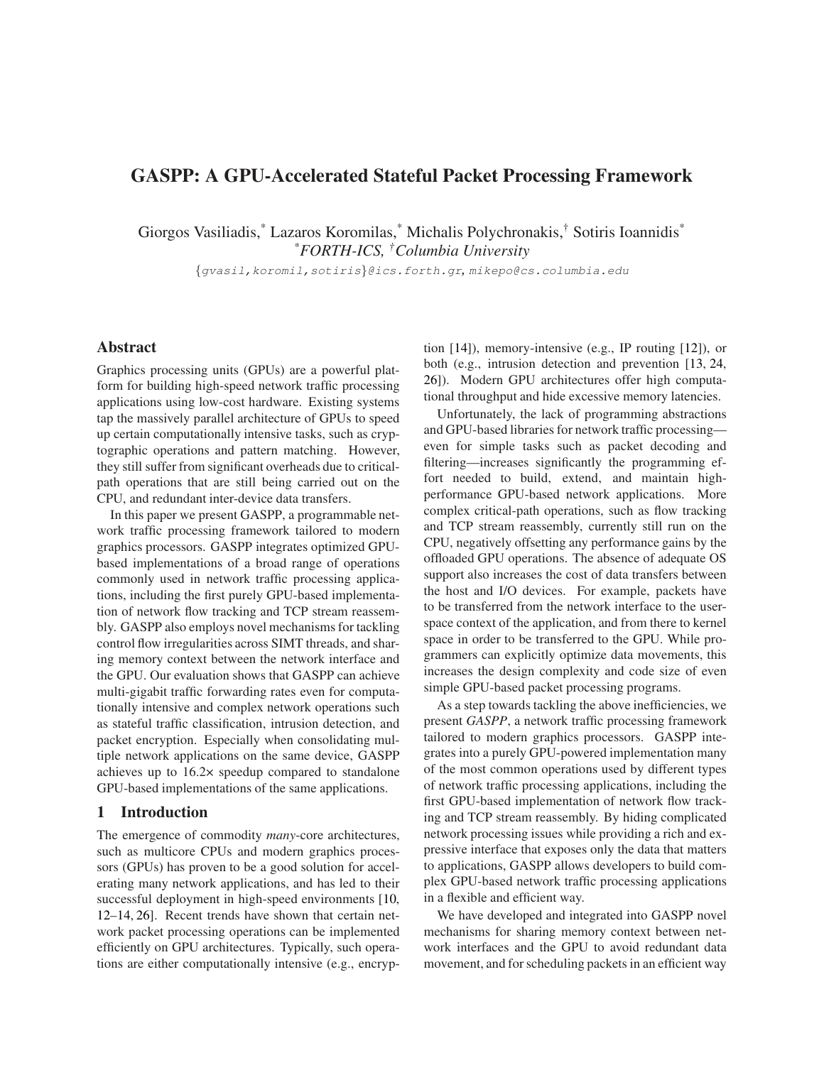# GASPP: A GPU-Accelerated Stateful Packet Processing Framework

Giorgos Vasiliadis,[*] Lazaros Koromilas,[*] Michalis Polychronakis,[†] Sotiris Ioannidis[*]
[*]*FORTH-ICS*, [†]*Columbia University*

{gvasil,koromil,sotiris}@ics.forth.gr, mikepo@cs.columbia.edu

## Abstract

Graphics processing units (GPUs) are a powerful platform for building high-speed network traffic processing applications using low-cost hardware. Existing systems tap the massively parallel architecture of GPUs to speed up certain computationally intensive tasks, such as cryptographic operations and pattern matching. However, they still suffer from significant overheads due to critical-path operations that are still being carried out on the CPU, and redundant inter-device data transfers.

In this paper we present GASPP, a programmable network traffic processing framework tailored to modern graphics processors. GASPP integrates optimized GPU-based implementations of a broad range of operations commonly used in network traffic processing applications, including the first purely GPU-based implementation of network flow tracking and TCP stream reassembly. GASPP also employs novel mechanisms for tackling control flow irregularities across SIMT threads, and sharing memory context between the network interface and the GPU. Our evaluation shows that GASPP can achieve multi-gigabit traffic forwarding rates even for computationally intensive and complex network operations such as stateful traffic classification, intrusion detection, and packet encryption. Especially when consolidating multiple network applications on the same device, GASPP achieves up to 16.2× speedup compared to standalone GPU-based implementations of the same applications.

## 1 Introduction

The emergence of commodity *many*-core architectures, such as multicore CPUs and modern graphics processors (GPUs) has proven to be a good solution for accelerating many network applications, and has led to their successful deployment in high-speed environments [10, 12–14, 26]. Recent trends have shown that certain network packet processing operations can be implemented efficiently on GPU architectures. Typically, such operations are either computationally intensive (e.g., encryption [14]), memory-intensive (e.g., IP routing [12]), or both (e.g., intrusion detection and prevention [13, 24, 26]). Modern GPU architectures offer high computational throughput and hide excessive memory latencies.

Unfortunately, the lack of programming abstractions and GPU-based libraries for network traffic processing—even for simple tasks such as packet decoding and filtering—increases significantly the programming effort needed to build, extend, and maintain high-performance GPU-based network applications. More complex critical-path operations, such as flow tracking and TCP stream reassembly, currently still run on the CPU, negatively offsetting any performance gains by the offloaded GPU operations. The absence of adequate OS support also increases the cost of data transfers between the host and I/O devices. For example, packets have to be transferred from the network interface to the user-space context of the application, and from there to kernel space in order to be transferred to the GPU. While programmers can explicitly optimize data movements, this increases the design complexity and code size of even simple GPU-based packet processing programs.

As a step towards tackling the above inefficiencies, we present *GASPP*, a network traffic processing framework tailored to modern graphics processors. GASPP integrates into a purely GPU-powered implementation many of the most common operations used by different types of network traffic processing applications, including the first GPU-based implementation of network flow tracking and TCP stream reassembly. By hiding complicated network processing issues while providing a rich and expressive interface that exposes only the data that matters to applications, GASPP allows developers to build complex GPU-based network traffic processing applications in a flexible and efficient way.

We have developed and integrated into GASPP novel mechanisms for sharing memory context between network interfaces and the GPU to avoid redundant data movement, and for scheduling packets in an efficient way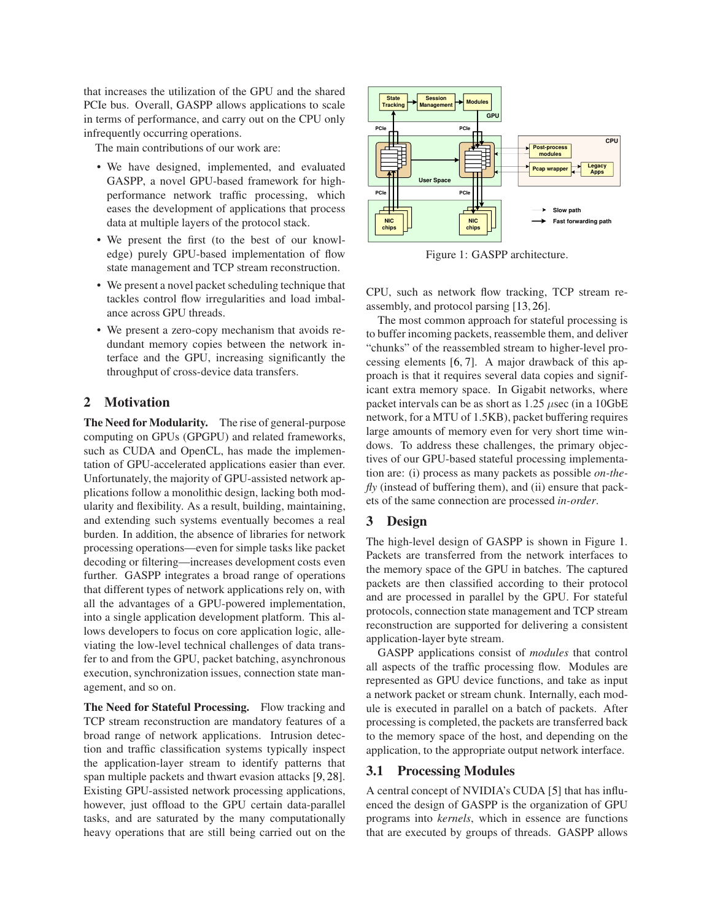that increases the utilization of the GPU and the shared PCIe bus. Overall, GASPP allows applications to scale in terms of performance, and carry out on the CPU only infrequently occurring operations.

The main contributions of our work are:

- We have designed, implemented, and evaluated GASPP, a novel GPU-based framework for high-performance network traffic processing, which eases the development of applications that process data at multiple layers of the protocol stack.
- We present the first (to the best of our knowledge) purely GPU-based implementation of flow state management and TCP stream reconstruction.
- We present a novel packet scheduling technique that tackles control flow irregularities and load imbalance across GPU threads.
- We present a zero-copy mechanism that avoids redundant memory copies between the network interface and the GPU, increasing significantly the throughput of cross-device data transfers.

## 2 Motivation

**The Need for Modularity.** The rise of general-purpose computing on GPUs (GPGPU) and related frameworks, such as CUDA and OpenCL, has made the implementation of GPU-accelerated applications easier than ever. Unfortunately, the majority of GPU-assisted network applications follow a monolithic design, lacking both modularity and flexibility. As a result, building, maintaining, and extending such systems eventually becomes a real burden. In addition, the absence of libraries for network processing operations—even for simple tasks like packet decoding or filtering—increases development costs even further. GASPP integrates a broad range of operations that different types of network applications rely on, with all the advantages of a GPU-powered implementation, into a single application development platform. This allows developers to focus on core application logic, alleviating the low-level technical challenges of data transfer to and from the GPU, packet batching, asynchronous execution, synchronization issues, connection state management, and so on.

**The Need for Stateful Processing.** Flow tracking and TCP stream reconstruction are mandatory features of a broad range of network applications. Intrusion detection and traffic classification systems typically inspect the application-layer stream to identify patterns that span multiple packets and thwart evasion attacks [9, 28]. Existing GPU-assisted network processing applications, however, just offload to the GPU certain data-parallel tasks, and are saturated by the many computationally heavy operations that are still being carried out on the CPU, such as network flow tracking, TCP stream reassembly, and protocol parsing [13, 26].

Figure 1: GASPP architecture.

The most common approach for stateful processing is to buffer incoming packets, reassemble them, and deliver "chunks" of the reassembled stream to higher-level processing elements [6, 7]. A major drawback of this approach is that it requires several data copies and significant extra memory space. In Gigabit networks, where packet intervals can be as short as 1.25 $\mu$sec (in a 10GbE network, for a MTU of 1.5KB), packet buffering requires large amounts of memory even for very short time windows. To address these challenges, the primary objectives of our GPU-based stateful processing implementation are: (i) process as many packets as possible *on-the-fly* (instead of buffering them), and (ii) ensure that packets of the same connection are processed *in-order*.

## 3 Design

The high-level design of GASPP is shown in Figure 1. Packets are transferred from the network interfaces to the memory space of the GPU in batches. The captured packets are then classified according to their protocol and are processed in parallel by the GPU. For stateful protocols, connection state management and TCP stream reconstruction are supported for delivering a consistent application-layer byte stream.

GASPP applications consist of *modules* that control all aspects of the traffic processing flow. Modules are represented as GPU device functions, and take as input a network packet or stream chunk. Internally, each module is executed in parallel on a batch of packets. After processing is completed, the packets are transferred back to the memory space of the host, and depending on the application, to the appropriate output network interface.

### 3.1 Processing Modules

A central concept of NVIDIA's CUDA [5] that has influenced the design of GASPP is the organization of GPU programs into *kernels*, which in essence are functions that are executed by groups of threads. GASPP allows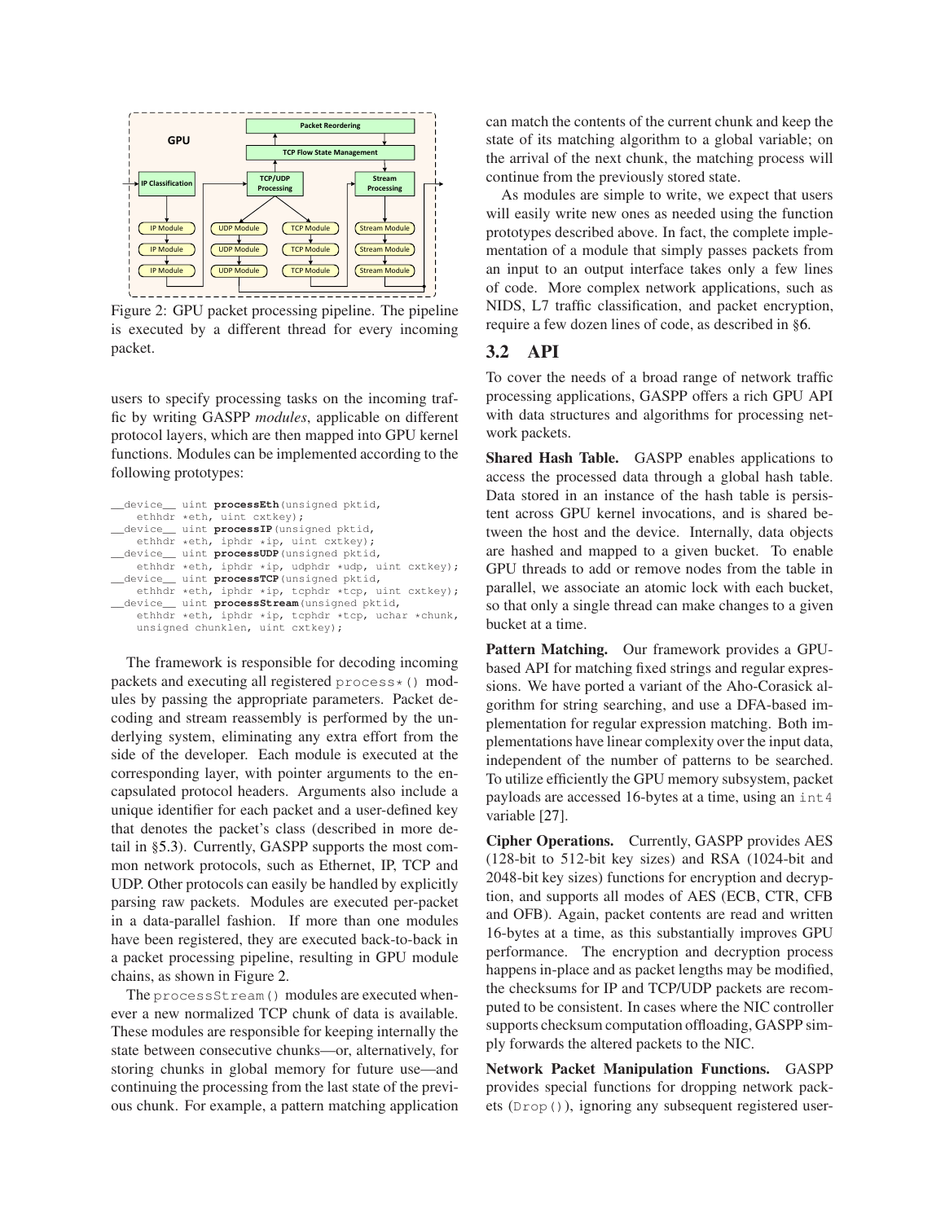Figure 2: GPU packet processing pipeline. The pipeline is executed by a different thread for every incoming packet.

users to specify processing tasks on the incoming traffic by writing GASPP *modules*, applicable on different protocol layers, which are then mapped into GPU kernel functions. Modules can be implemented according to the following prototypes:

```
__device__ uint processEth(unsigned pktid,
    ethhdr *eth, uint cxtkey);
__device__ uint processIP(unsigned pktid,
    ethhdr *eth, iphdr *ip, uint cxtkey);
__device__ uint processUDP(unsigned pktid,
    ethhdr *eth, iphdr *ip, udphdr *udp, uint cxtkey);
__device__ uint processTCP(unsigned pktid,
    ethhdr *eth, iphdr *ip, tcphdr *tcp, uint cxtkey);
__device__ uint processStream(unsigned pktid,
    ethhdr *eth, iphdr *ip, tcphdr *tcp, uchar *chunk,
    unsigned chunklen, uint cxtkey);
```

The framework is responsible for decoding incoming packets and executing all registered `process*()` modules by passing the appropriate parameters. Packet decoding and stream reassembly is performed by the underlying system, eliminating any extra effort from the side of the developer. Each module is executed at the corresponding layer, with pointer arguments to the encapsulated protocol headers. Arguments also include a unique identifier for each packet and a user-defined key that denotes the packet's class (described in more detail in §5.3). Currently, GASPP supports the most common network protocols, such as Ethernet, IP, TCP and UDP. Other protocols can easily be handled by explicitly parsing raw packets. Modules are executed per-packet in a data-parallel fashion. If more than one modules have been registered, they are executed back-to-back in a packet processing pipeline, resulting in GPU module chains, as shown in Figure 2.

The `processStream()` modules are executed whenever a new normalized TCP chunk of data is available. These modules are responsible for keeping internally the state between consecutive chunks—or, alternatively, for storing chunks in global memory for future use—and continuing the processing from the last state of the previous chunk. For example, a pattern matching application can match the contents of the current chunk and keep the state of its matching algorithm to a global variable; on the arrival of the next chunk, the matching process will continue from the previously stored state.

As modules are simple to write, we expect that users will easily write new ones as needed using the function prototypes described above. In fact, the complete implementation of a module that simply passes packets from an input to an output interface takes only a few lines of code. More complex network applications, such as NIDS, L7 traffic classification, and packet encryption, require a few dozen lines of code, as described in §6.

## 3.2 API

To cover the needs of a broad range of network traffic processing applications, GASPP offers a rich GPU API with data structures and algorithms for processing network packets.

**Shared Hash Table.** GASPP enables applications to access the processed data through a global hash table. Data stored in an instance of the hash table is persistent across GPU kernel invocations, and is shared between the host and the device. Internally, data objects are hashed and mapped to a given bucket. To enable GPU threads to add or remove nodes from the table in parallel, we associate an atomic lock with each bucket, so that only a single thread can make changes to a given bucket at a time.

**Pattern Matching.** Our framework provides a GPU-based API for matching fixed strings and regular expressions. We have ported a variant of the Aho-Corasick algorithm for string searching, and use a DFA-based implementation for regular expression matching. Both implementations have linear complexity over the input data, independent of the number of patterns to be searched. To utilize efficiently the GPU memory subsystem, packet payloads are accessed 16-bytes at a time, using an `int4` variable [27].

**Cipher Operations.** Currently, GASPP provides AES (128-bit to 512-bit key sizes) and RSA (1024-bit and 2048-bit key sizes) functions for encryption and decryption, and supports all modes of AES (ECB, CTR, CFB and OFB). Again, packet contents are read and written 16-bytes at a time, as this substantially improves GPU performance. The encryption and decryption process happens in-place and as packet lengths may be modified, the checksums for IP and TCP/UDP packets are recomputed to be consistent. In cases where the NIC controller supports checksum computation offloading, GASPP simply forwards the altered packets to the NIC.

**Network Packet Manipulation Functions.** GASPP provides special functions for dropping network packets (`Drop()`), ignoring any subsequent registered user-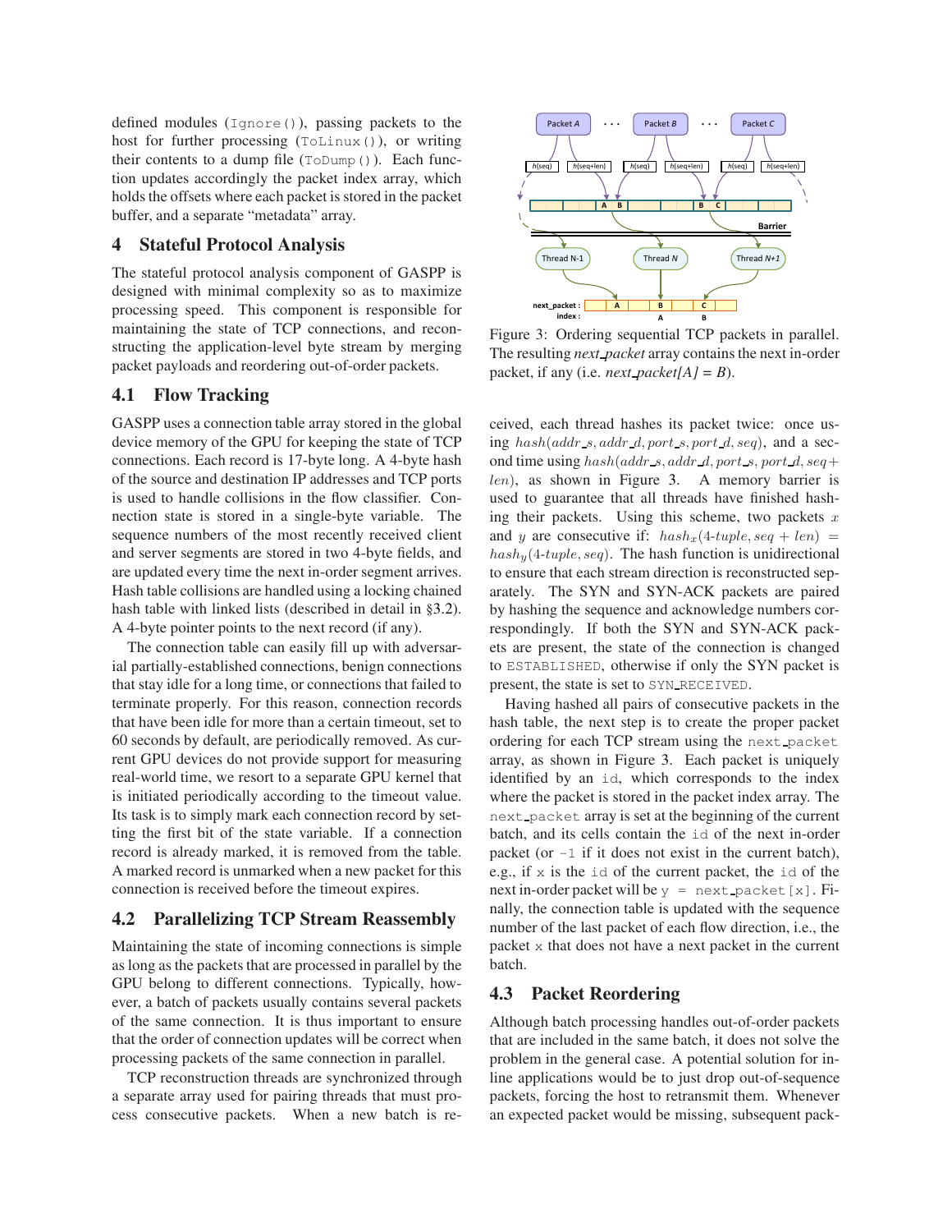defined modules (`Ignore()`), passing packets to the host for further processing (`ToLinux()`), or writing their contents to a dump file (`ToDump()`). Each function updates accordingly the packet index array, which holds the offsets where each packet is stored in the packet buffer, and a separate "metadata" array.

## 4 Stateful Protocol Analysis

The stateful protocol analysis component of GASPP is designed with minimal complexity so as to maximize processing speed. This component is responsible for maintaining the state of TCP connections, and reconstructing the application-level byte stream by merging packet payloads and reordering out-of-order packets.

### 4.1 Flow Tracking

GASPP uses a connection table array stored in the global device memory of the GPU for keeping the state of TCP connections. Each record is 17-byte long. A 4-byte hash of the source and destination IP addresses and TCP ports is used to handle collisions in the flow classifier. Connection state is stored in a single-byte variable. The sequence numbers of the most recently received client and server segments are stored in two 4-byte fields, and are updated every time the next in-order segment arrives. Hash table collisions are handled using a locking chained hash table with linked lists (described in detail in §3.2). A 4-byte pointer points to the next record (if any).

The connection table can easily fill up with adversarial partially-established connections, benign connections that stay idle for a long time, or connections that failed to terminate properly. For this reason, connection records that have been idle for more than a certain timeout, set to 60 seconds by default, are periodically removed. As current GPU devices do not provide support for measuring real-world time, we resort to a separate GPU kernel that is initiated periodically according to the timeout value. Its task is to simply mark each connection record by setting the first bit of the state variable. If a connection record is already marked, it is removed from the table. A marked record is unmarked when a new packet for this connection is received before the timeout expires.

### 4.2 Parallelizing TCP Stream Reassembly

Maintaining the state of incoming connections is simple as long as the packets that are processed in parallel by the GPU belong to different connections. Typically, however, a batch of packets usually contains several packets of the same connection. It is thus important to ensure that the order of connection updates will be correct when processing packets of the same connection in parallel.

TCP reconstruction threads are synchronized through a separate array used for pairing threads that must process consecutive packets. When a new batch is received, each thread hashes its packet twice: once using $hash(addr\_s, addr\_d, port\_s, port\_d, seq)$, and a second time using $hash(addr\_s, addr\_d, port\_s, port\_d, seq + len)$, as shown in Figure 3. A memory barrier is used to guarantee that all threads have finished hashing their packets. Using this scheme, two packets $x$ and $y$ are consecutive if: $hash_x(\text{4-tuple}, seq + len) = hash_y(\text{4-tuple}, seq)$. The hash function is unidirectional to ensure that each stream direction is reconstructed separately. The SYN and SYN-ACK packets are paired by hashing the sequence and acknowledge numbers correspondingly. If both the SYN and SYN-ACK packets are present, the state of the connection is changed to `ESTABLISHED`, otherwise if only the SYN packet is present, the state is set to `SYN_RECEIVED`.

Figure 3: Ordering sequential TCP packets in parallel. The resulting *next_packet* array contains the next in-order packet, if any (i.e. *next_packet[A] = B*).

Having hashed all pairs of consecutive packets in the hash table, the next step is to create the proper packet ordering for each TCP stream using the `next_packet` array, as shown in Figure 3. Each packet is uniquely identified by an `id`, which corresponds to the index where the packet is stored in the packet index array. The `next_packet` array is set at the beginning of the current batch, and its cells contain the `id` of the next in-order packet (or `-1` if it does not exist in the current batch), e.g., if `x` is the `id` of the current packet, the `id` of the next in-order packet will be `y = next_packet[x]`. Finally, the connection table is updated with the sequence number of the last packet of each flow direction, i.e., the packet `x` that does not have a next packet in the current batch.

### 4.3 Packet Reordering

Although batch processing handles out-of-order packets that are included in the same batch, it does not solve the problem in the general case. A potential solution for inline applications would be to just drop out-of-sequence packets, forcing the host to retransmit them. Whenever an expected packet would be missing, subsequent pack-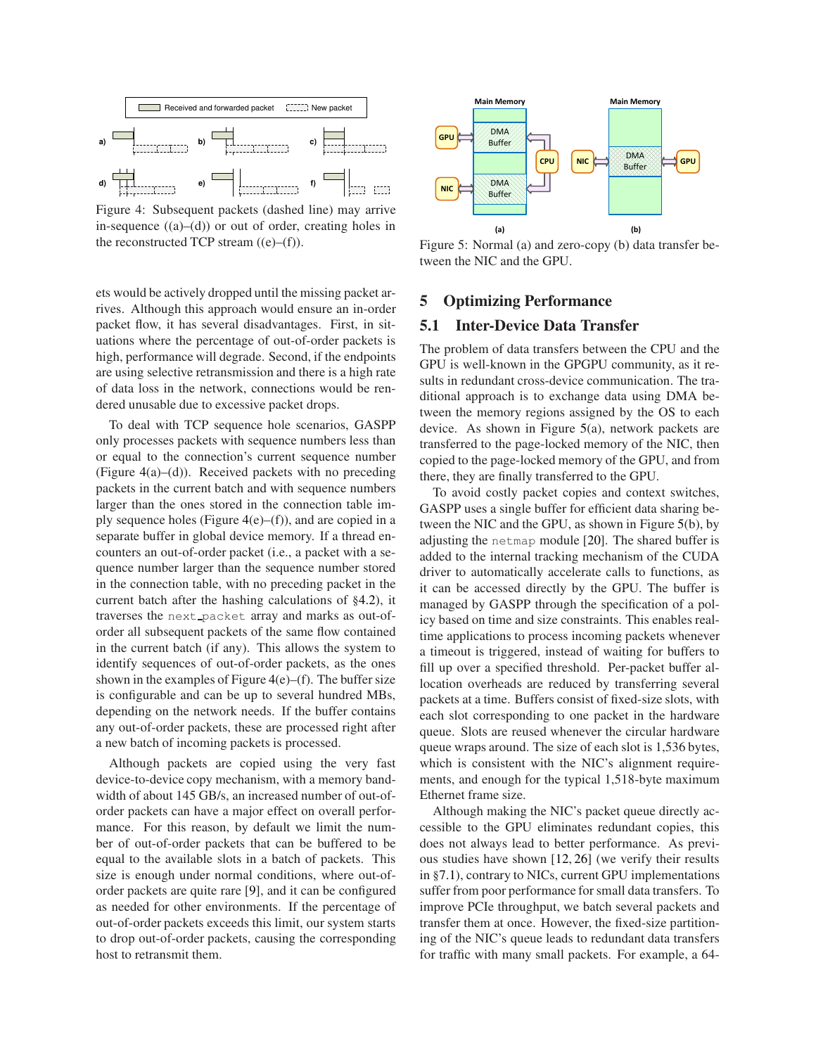Figure 4: Subsequent packets (dashed line) may arrive in-sequence ((a)–(d)) or out of order, creating holes in the reconstructed TCP stream ((e)–(f)).

Figure 5: Normal (a) and zero-copy (b) data transfer between the NIC and the GPU.

ets would be actively dropped until the missing packet arrives. Although this approach would ensure an in-order packet flow, it has several disadvantages. First, in situations where the percentage of out-of-order packets is high, performance will degrade. Second, if the endpoints are using selective retransmission and there is a high rate of data loss in the network, connections would be rendered unusable due to excessive packet drops.

To deal with TCP sequence hole scenarios, GASPP only processes packets with sequence numbers less than or equal to the connection's current sequence number (Figure 4(a)–(d)). Received packets with no preceding packets in the current batch and with sequence numbers larger than the ones stored in the connection table imply sequence holes (Figure 4(e)–(f)), and are copied in a separate buffer in global device memory. If a thread encounters an out-of-order packet (i.e., a packet with a sequence number larger than the sequence number stored in the connection table, with no preceding packet in the current batch after the hashing calculations of §4.2), it traverses the `next_packet` array and marks as out-of-order all subsequent packets of the same flow contained in the current batch (if any). This allows the system to identify sequences of out-of-order packets, as the ones shown in the examples of Figure 4(e)–(f). The buffer size is configurable and can be up to several hundred MBs, depending on the network needs. If the buffer contains any out-of-order packets, these are processed right after a new batch of incoming packets is processed.

Although packets are copied using the very fast device-to-device copy mechanism, with a memory bandwidth of about 145 GB/s, an increased number of out-of-order packets can have a major effect on overall performance. For this reason, by default we limit the number of out-of-order packets that can be buffered to be equal to the available slots in a batch of packets. This size is enough under normal conditions, where out-of-order packets are quite rare [9], and it can be configured as needed for other environments. If the percentage of out-of-order packets exceeds this limit, our system starts to drop out-of-order packets, causing the corresponding host to retransmit them.

# 5 Optimizing Performance

## 5.1 Inter-Device Data Transfer

The problem of data transfers between the CPU and the GPU is well-known in the GPGPU community, as it results in redundant cross-device communication. The traditional approach is to exchange data using DMA between the memory regions assigned by the OS to each device. As shown in Figure 5(a), network packets are transferred to the page-locked memory of the NIC, then copied to the page-locked memory of the GPU, and from there, they are finally transferred to the GPU.

To avoid costly packet copies and context switches, GASPP uses a single buffer for efficient data sharing between the NIC and the GPU, as shown in Figure 5(b), by adjusting the `netmap` module [20]. The shared buffer is added to the internal tracking mechanism of the CUDA driver to automatically accelerate calls to functions, as it can be accessed directly by the GPU. The buffer is managed by GASPP through the specification of a policy based on time and size constraints. This enables real-time applications to process incoming packets whenever a timeout is triggered, instead of waiting for buffers to fill up over a specified threshold. Per-packet buffer allocation overheads are reduced by transferring several packets at a time. Buffers consist of fixed-size slots, with each slot corresponding to one packet in the hardware queue. Slots are reused whenever the circular hardware queue wraps around. The size of each slot is 1,536 bytes, which is consistent with the NIC's alignment requirements, and enough for the typical 1,518-byte maximum Ethernet frame size.

Although making the NIC's packet queue directly accessible to the GPU eliminates redundant copies, this does not always lead to better performance. As previous studies have shown [12, 26] (we verify their results in §7.1), contrary to NICs, current GPU implementations suffer from poor performance for small data transfers. To improve PCIe throughput, we batch several packets and transfer them at once. However, the fixed-size partitioning of the NIC's queue leads to redundant data transfers for traffic with many small packets. For example, a 64-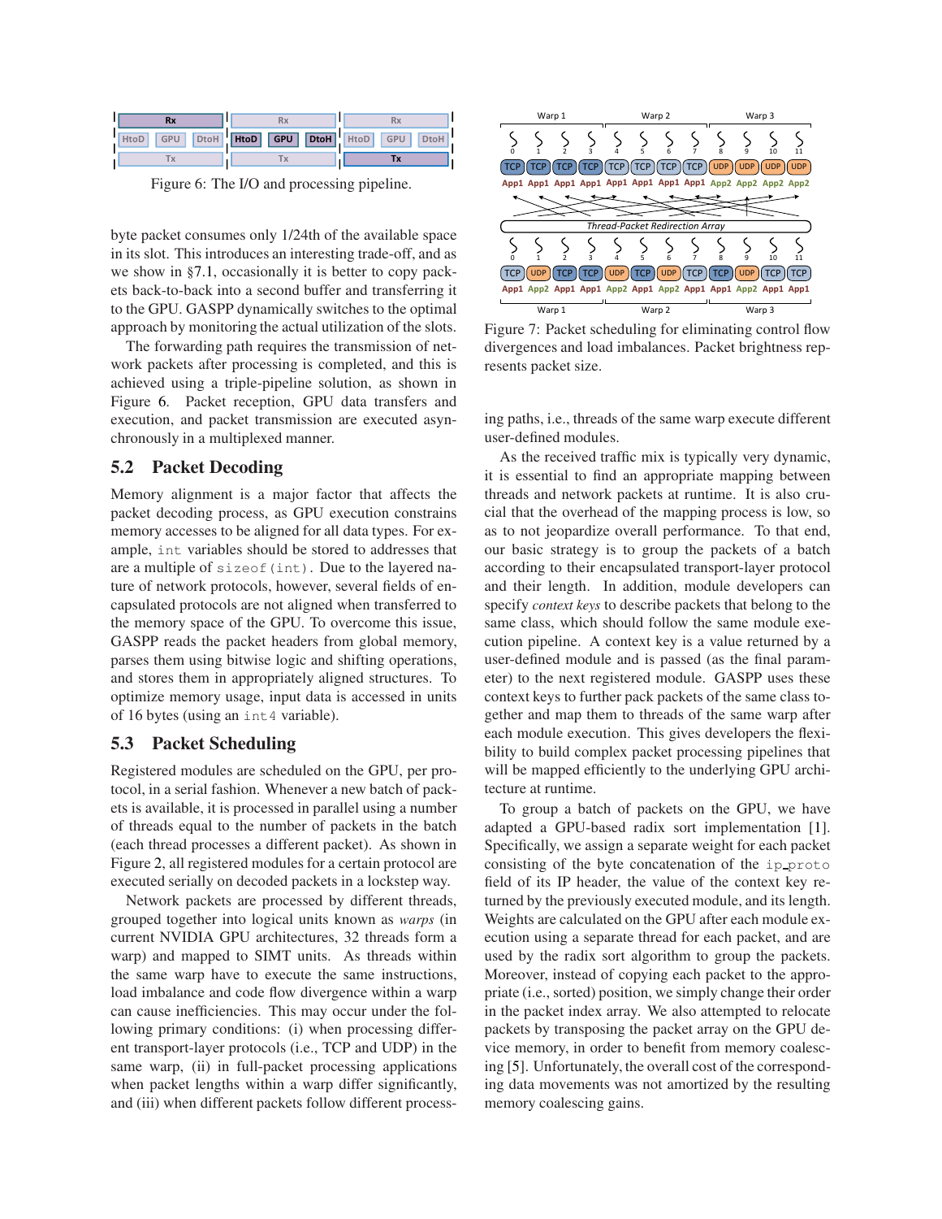Figure 6: The I/O and processing pipeline.

byte packet consumes only 1/24th of the available space in its slot. This introduces an interesting trade-off, and as we show in §7.1, occasionally it is better to copy packets back-to-back into a second buffer and transferring it to the GPU. GASPP dynamically switches to the optimal approach by monitoring the actual utilization of the slots.

The forwarding path requires the transmission of network packets after processing is completed, and this is achieved using a triple-pipeline solution, as shown in Figure 6. Packet reception, GPU data transfers and execution, and packet transmission are executed asynchronously in a multiplexed manner.

## 5.2 Packet Decoding

Memory alignment is a major factor that affects the packet decoding process, as GPU execution constrains memory accesses to be aligned for all data types. For example, `int` variables should be stored to addresses that are a multiple of `sizeof(int)`. Due to the layered nature of network protocols, however, several fields of encapsulated protocols are not aligned when transferred to the memory space of the GPU. To overcome this issue, GASPP reads the packet headers from global memory, parses them using bitwise logic and shifting operations, and stores them in appropriately aligned structures. To optimize memory usage, input data is accessed in units of 16 bytes (using an `int4` variable).

## 5.3 Packet Scheduling

Registered modules are scheduled on the GPU, per protocol, in a serial fashion. Whenever a new batch of packets is available, it is processed in parallel using a number of threads equal to the number of packets in the batch (each thread processes a different packet). As shown in Figure 2, all registered modules for a certain protocol are executed serially on decoded packets in a lockstep way.

Network packets are processed by different threads, grouped together into logical units known as *warps* (in current NVIDIA GPU architectures, 32 threads form a warp) and mapped to SIMT units. As threads within the same warp have to execute the same instructions, load imbalance and code flow divergence within a warp can cause inefficiencies. This may occur under the following primary conditions: (i) when processing different transport-layer protocols (i.e., TCP and UDP) in the same warp, (ii) in full-packet processing applications when packet lengths within a warp differ significantly, and (iii) when different packets follow different processing paths, i.e., threads of the same warp execute different user-defined modules.

Figure 7: Packet scheduling for eliminating control flow divergences and load imbalances. Packet brightness represents packet size.

As the received traffic mix is typically very dynamic, it is essential to find an appropriate mapping between threads and network packets at runtime. It is also crucial that the overhead of the mapping process is low, so as to not jeopardize overall performance. To that end, our basic strategy is to group the packets of a batch according to their encapsulated transport-layer protocol and their length. In addition, module developers can specify *context keys* to describe packets that belong to the same class, which should follow the same module execution pipeline. A context key is a value returned by a user-defined module and is passed (as the final parameter) to the next registered module. GASPP uses these context keys to further pack packets of the same class together and map them to threads of the same warp after each module execution. This gives developers the flexibility to build complex packet processing pipelines that will be mapped efficiently to the underlying GPU architecture at runtime.

To group a batch of packets on the GPU, we have adapted a GPU-based radix sort implementation [1]. Specifically, we assign a separate weight for each packet consisting of the byte concatenation of the `ip_proto` field of its IP header, the value of the context key returned by the previously executed module, and its length. Weights are calculated on the GPU after each module execution using a separate thread for each packet, and are used by the radix sort algorithm to group the packets. Moreover, instead of copying each packet to the appropriate (i.e., sorted) position, we simply change their order in the packet index array. We also attempted to relocate packets by transposing the packet array on the GPU device memory, in order to benefit from memory coalescing [5]. Unfortunately, the overall cost of the corresponding data movements was not amortized by the resulting memory coalescing gains.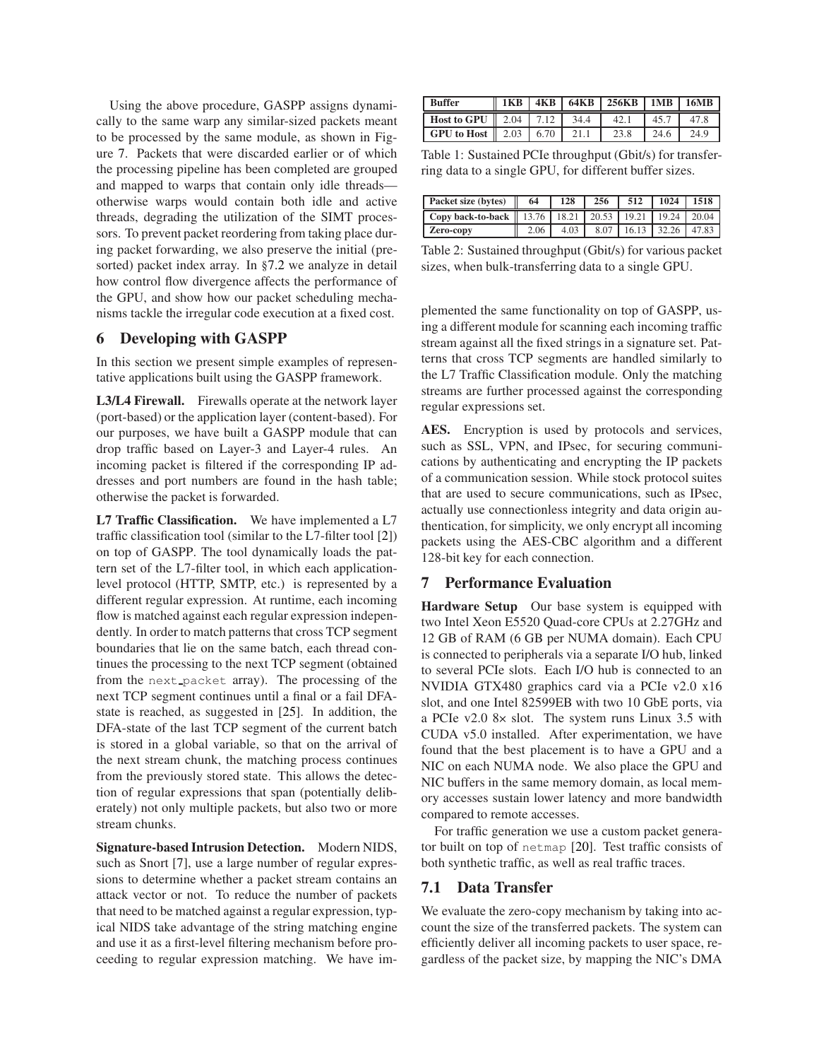Using the above procedure, GASPP assigns dynamically to the same warp any similar-sized packets meant to be processed by the same module, as shown in Figure 7. Packets that were discarded earlier or of which the processing pipeline has been completed are grouped and mapped to warps that contain only idle threads—otherwise warps would contain both idle and active threads, degrading the utilization of the SIMT processors. To prevent packet reordering from taking place during packet forwarding, we also preserve the initial (presorted) packet index array. In §7.2 we analyze in detail how control flow divergence affects the performance of the GPU, and show how our packet scheduling mechanisms tackle the irregular code execution at a fixed cost.

## 6 Developing with GASPP

In this section we present simple examples of representative applications built using the GASPP framework.

**L3/L4 Firewall.** Firewalls operate at the network layer (port-based) or the application layer (content-based). For our purposes, we have built a GASPP module that can drop traffic based on Layer-3 and Layer-4 rules. An incoming packet is filtered if the corresponding IP addresses and port numbers are found in the hash table; otherwise the packet is forwarded.

**L7 Traffic Classification.** We have implemented a L7 traffic classification tool (similar to the L7-filter tool [2]) on top of GASPP. The tool dynamically loads the pattern set of the L7-filter tool, in which each application-level protocol (HTTP, SMTP, etc.) is represented by a different regular expression. At runtime, each incoming flow is matched against each regular expression independently. In order to match patterns that cross TCP segment boundaries that lie on the same batch, each thread continues the processing to the next TCP segment (obtained from the `next_packet` array). The processing of the next TCP segment continues until a final or a fail DFA-state is reached, as suggested in [25]. In addition, the DFA-state of the last TCP segment of the current batch is stored in a global variable, so that on the arrival of the next stream chunk, the matching process continues from the previously stored state. This allows the detection of regular expressions that span (potentially deliberately) not only multiple packets, but also two or more stream chunks.

**Signature-based Intrusion Detection.** Modern NIDS, such as Snort [7], use a large number of regular expressions to determine whether a packet stream contains an attack vector or not. To reduce the number of packets that need to be matched against a regular expression, typical NIDS take advantage of the string matching engine and use it as a first-level filtering mechanism before proceeding to regular expression matching. We have implemented the same functionality on top of GASPP, using a different module for scanning each incoming traffic stream against all the fixed strings in a signature set. Patterns that cross TCP segments are handled similarly to the L7 Traffic Classification module. Only the matching streams are further processed against the corresponding regular expressions set.

| Buffer | 1KB | 4KB | 64KB | 256KB | 1MB | 16MB |
|---|---|---|---|---|---|---|
| Host to GPU | 2.04 | 7.12 | 34.4 | 42.1 | 45.7 | 47.8 |
| GPU to Host | 2.03 | 6.70 | 21.1 | 23.8 | 24.6 | 24.9 |

Table 1: Sustained PCIe throughput (Gbit/s) for transferring data to a single GPU, for different buffer sizes.

| Packet size (bytes) | 64 | 128 | 256 | 512 | 1024 | 1518 |
|---|---|---|---|---|---|---|
| Copy back-to-back | 13.76 | 18.21 | 20.53 | 19.21 | 19.24 | 20.04 |
| Zero-copy | 2.06 | 4.03 | 8.07 | 16.13 | 32.26 | 47.83 |

Table 2: Sustained throughput (Gbit/s) for various packet sizes, when bulk-transferring data to a single GPU.

**AES.** Encryption is used by protocols and services, such as SSL, VPN, and IPsec, for securing communications by authenticating and encrypting the IP packets of a communication session. While stock protocol suites that are used to secure communications, such as IPsec, actually use connectionless integrity and data origin authentication, for simplicity, we only encrypt all incoming packets using the AES-CBC algorithm and a different 128-bit key for each connection.

## 7 Performance Evaluation

**Hardware Setup** Our base system is equipped with two Intel Xeon E5520 Quad-core CPUs at 2.27GHz and 12 GB of RAM (6 GB per NUMA domain). Each CPU is connected to peripherals via a separate I/O hub, linked to several PCIe slots. Each I/O hub is connected to an NVIDIA GTX480 graphics card via a PCIe v2.0 x16 slot, and one Intel 82599EB with two 10 GbE ports, via a PCIe v2.0 8× slot. The system runs Linux 3.5 with CUDA v5.0 installed. After experimentation, we have found that the best placement is to have a GPU and a NIC on each NUMA node. We also place the GPU and NIC buffers in the same memory domain, as local memory accesses sustain lower latency and more bandwidth compared to remote accesses.

For traffic generation we use a custom packet generator built on top of `netmap` [20]. Test traffic consists of both synthetic traffic, as well as real traffic traces.

### 7.1 Data Transfer

We evaluate the zero-copy mechanism by taking into account the size of the transferred packets. The system can efficiently deliver all incoming packets to user space, regardless of the packet size, by mapping the NIC's DMA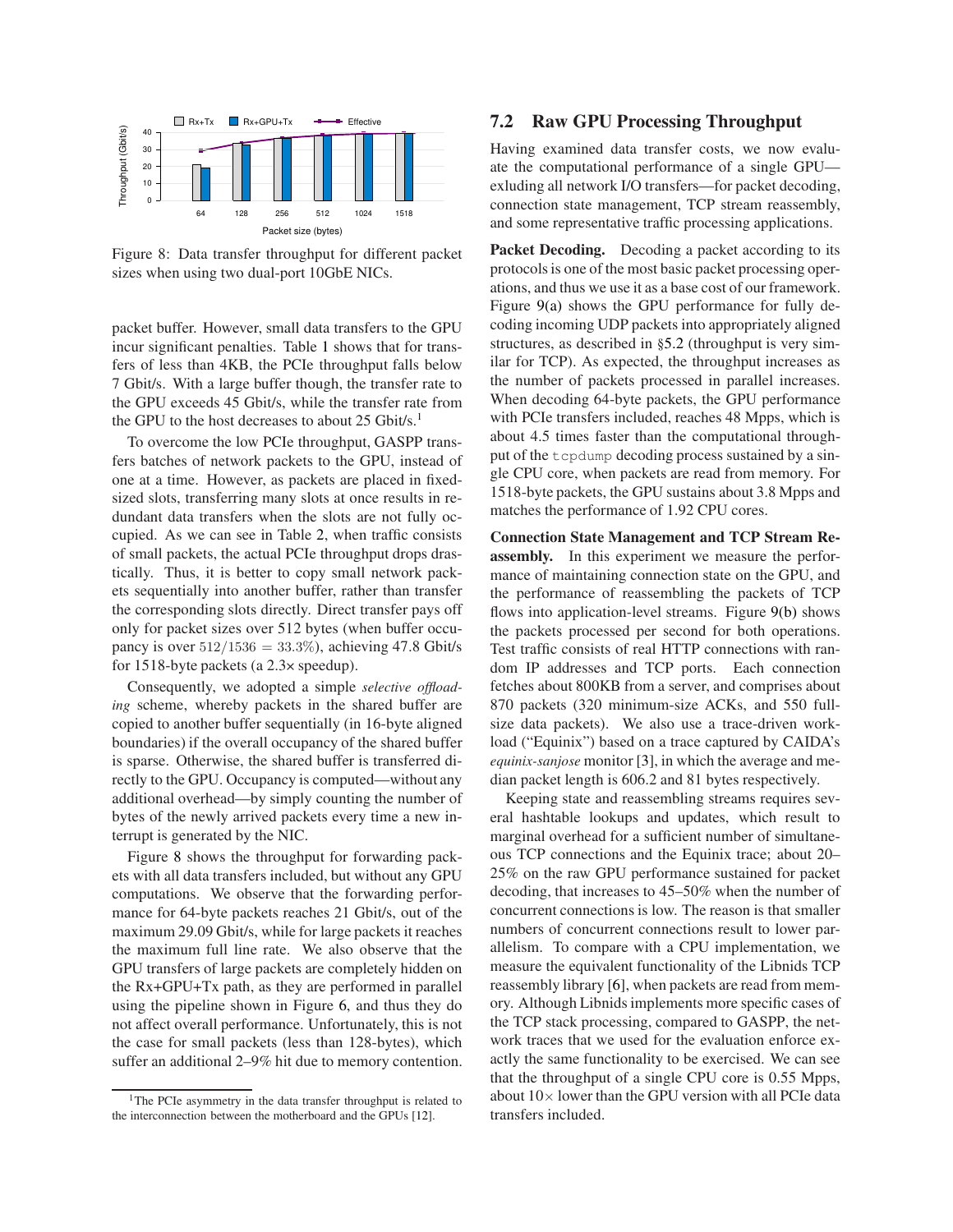Figure 8: Data transfer throughput for different packet sizes when using two dual-port 10GbE NICs.

packet buffer. However, small data transfers to the GPU incur significant penalties. Table 1 shows that for transfers of less than 4KB, the PCIe throughput falls below 7 Gbit/s. With a large buffer though, the transfer rate to the GPU exceeds 45 Gbit/s, while the transfer rate from the GPU to the host decreases to about 25 Gbit/s.[1]

To overcome the low PCIe throughput, GASPP transfers batches of network packets to the GPU, instead of one at a time. However, as packets are placed in fixed-sized slots, transferring many slots at once results in redundant data transfers when the slots are not fully occupied. As we can see in Table 2, when traffic consists of small packets, the actual PCIe throughput drops drastically. Thus, it is better to copy small network packets sequentially into another buffer, rather than transfer the corresponding slots directly. Direct transfer pays off only for packet sizes over 512 bytes (when buffer occupancy is over $512/1536 = 33.3\%$), achieving 47.8 Gbit/s for 1518-byte packets (a 2.3× speedup).

Consequently, we adopted a simple *selective offloading* scheme, whereby packets in the shared buffer are copied to another buffer sequentially (in 16-byte aligned boundaries) if the overall occupancy of the shared buffer is sparse. Otherwise, the shared buffer is transferred directly to the GPU. Occupancy is computed—without any additional overhead—by simply counting the number of bytes of the newly arrived packets every time a new interrupt is generated by the NIC.

Figure 8 shows the throughput for forwarding packets with all data transfers included, but without any GPU computations. We observe that the forwarding performance for 64-byte packets reaches 21 Gbit/s, out of the maximum 29.09 Gbit/s, while for large packets it reaches the maximum full line rate. We also observe that the GPU transfers of large packets are completely hidden on the Rx+GPU+Tx path, as they are performed in parallel using the pipeline shown in Figure 6, and thus they do not affect overall performance. Unfortunately, this is not the case for small packets (less than 128-bytes), which suffer an additional 2–9% hit due to memory contention.

[1] The PCIe asymmetry in the data transfer throughput is related to the interconnection between the motherboard and the GPUs [12].

## 7.2 Raw GPU Processing Throughput

Having examined data transfer costs, we now evaluate the computational performance of a single GPU—exluding all network I/O transfers—for packet decoding, connection state management, TCP stream reassembly, and some representative traffic processing applications.

**Packet Decoding.** Decoding a packet according to its protocols is one of the most basic packet processing operations, and thus we use it as a base cost of our framework. Figure 9(a) shows the GPU performance for fully decoding incoming UDP packets into appropriately aligned structures, as described in §5.2 (throughput is very similar for TCP). As expected, the throughput increases as the number of packets processed in parallel increases. When decoding 64-byte packets, the GPU performance with PCIe transfers included, reaches 48 Mpps, which is about 4.5 times faster than the computational throughput of the `tcpdump` decoding process sustained by a single CPU core, when packets are read from memory. For 1518-byte packets, the GPU sustains about 3.8 Mpps and matches the performance of 1.92 CPU cores.

**Connection State Management and TCP Stream Reassembly.** In this experiment we measure the performance of maintaining connection state on the GPU, and the performance of reassembling the packets of TCP flows into application-level streams. Figure 9(b) shows the packets processed per second for both operations. Test traffic consists of real HTTP connections with random IP addresses and TCP ports. Each connection fetches about 800KB from a server, and comprises about 870 packets (320 minimum-size ACKs, and 550 full-size data packets). We also use a trace-driven workload ("Equinix") based on a trace captured by CAIDA's *equinix-sanjose* monitor [3], in which the average and median packet length is 606.2 and 81 bytes respectively.

Keeping state and reassembling streams requires several hashtable lookups and updates, which result to marginal overhead for a sufficient number of simultaneous TCP connections and the Equinix trace; about 20–25% on the raw GPU performance sustained for packet decoding, that increases to 45–50% when the number of concurrent connections is low. The reason is that smaller numbers of concurrent connections result to lower parallelism. To compare with a CPU implementation, we measure the equivalent functionality of the Libnids TCP reassembly library [6], when packets are read from memory. Although Libnids implements more specific cases of the TCP stack processing, compared to GASPP, the network traces that we used for the evaluation enforce exactly the same functionality to be exercised. We can see that the throughput of a single CPU core is 0.55 Mpps, about 10× lower than the GPU version with all PCIe data transfers included.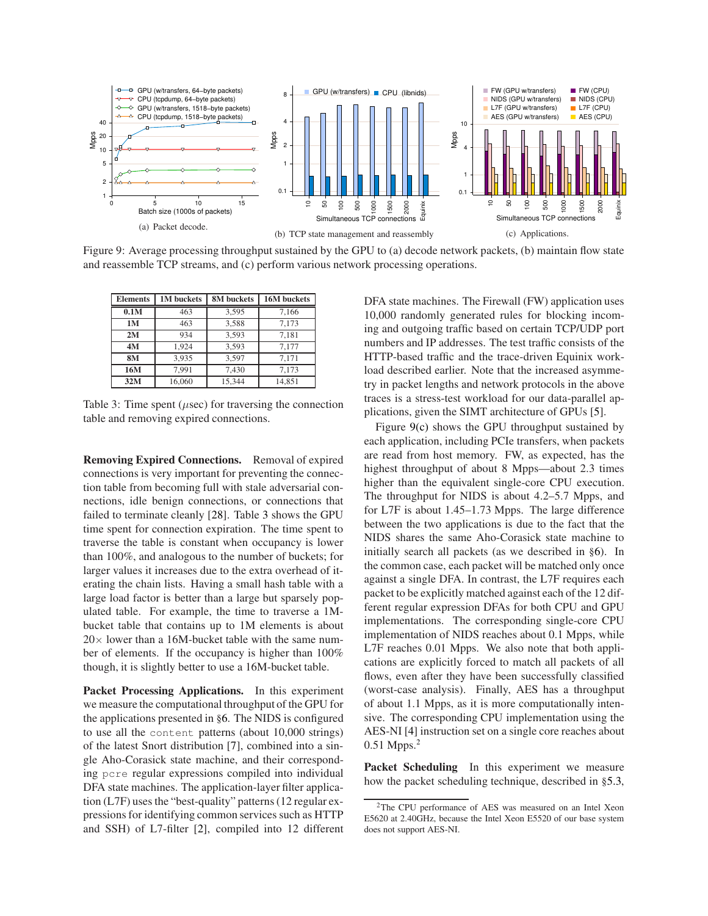Figure 9: Average processing throughput sustained by the GPU to (a) decode network packets, (b) maintain flow state and reassemble TCP streams, and (c) perform various network processing operations.

| Elements | 1M buckets | 8M buckets | 16M buckets |
|---|---|---|---|
| **0.1M** | 463 | 3,595 | 7,166 |
| **1M** | 463 | 3,588 | 7,173 |
| **2M** | 934 | 3,593 | 7,181 |
| **4M** | 1,924 | 3,593 | 7,177 |
| **8M** | 3,935 | 3,597 | 7,171 |
| **16M** | 7,991 | 7,430 | 7,173 |
| **32M** | 16,060 | 15,344 | 14,851 |

Table 3: Time spent ($\mu$sec) for traversing the connection table and removing expired connections.

**Removing Expired Connections.** Removal of expired connections is very important for preventing the connection table from becoming full with stale adversarial connections, idle benign connections, or connections that failed to terminate cleanly [28]. Table 3 shows the GPU time spent for connection expiration. The time spent to traverse the table is constant when occupancy is lower than 100%, and analogous to the number of buckets; for larger values it increases due to the extra overhead of iterating the chain lists. Having a small hash table with a large load factor is better than a large but sparsely populated table. For example, the time to traverse a 1M-bucket table that contains up to 1M elements is about 20× lower than a 16M-bucket table with the same number of elements. If the occupancy is higher than 100% though, it is slightly better to use a 16M-bucket table.

**Packet Processing Applications.** In this experiment we measure the computational throughput of the GPU for the applications presented in §6. The NIDS is configured to use all the `content` patterns (about 10,000 strings) of the latest Snort distribution [7], combined into a single Aho-Corasick state machine, and their corresponding `pcre` regular expressions compiled into individual DFA state machines. The application-layer filter application (L7F) uses the "best-quality" patterns (12 regular expressions for identifying common services such as HTTP and SSH) of L7-filter [2], compiled into 12 different DFA state machines. The Firewall (FW) application uses 10,000 randomly generated rules for blocking incoming and outgoing traffic based on certain TCP/UDP port numbers and IP addresses. The test traffic consists of the HTTP-based traffic and the trace-driven Equinix workload described earlier. Note that the increased asymmetry in packet lengths and network protocols in the above traces is a stress-test workload for our data-parallel applications, given the SIMT architecture of GPUs [5].

Figure 9(c) shows the GPU throughput sustained by each application, including PCIe transfers, when packets are read from host memory. FW, as expected, has the highest throughput of about 8 Mpps—about 2.3 times higher than the equivalent single-core CPU execution. The throughput for NIDS is about 4.2–5.7 Mpps, and for L7F is about 1.45–1.73 Mpps. The large difference between the two applications is due to the fact that the NIDS shares the same Aho-Corasick state machine to initially search all packets (as we described in §6). In the common case, each packet will be matched only once against a single DFA. In contrast, the L7F requires each packet to be explicitly matched against each of the 12 different regular expression DFAs for both CPU and GPU implementations. The corresponding single-core CPU implementation of NIDS reaches about 0.1 Mpps, while L7F reaches 0.01 Mpps. We also note that both applications are explicitly forced to match all packets of all flows, even after they have been successfully classified (worst-case analysis). Finally, AES has a throughput of about 1.1 Mpps, as it is more computationally intensive. The corresponding CPU implementation using the AES-NI [4] instruction set on a single core reaches about 0.51 Mpps.[2]

**Packet Scheduling** In this experiment we measure how the packet scheduling technique, described in §5.3,

[2] The CPU performance of AES was measured on an Intel Xeon E5620 at 2.40GHz, because the Intel Xeon E5520 of our base system does not support AES-NI.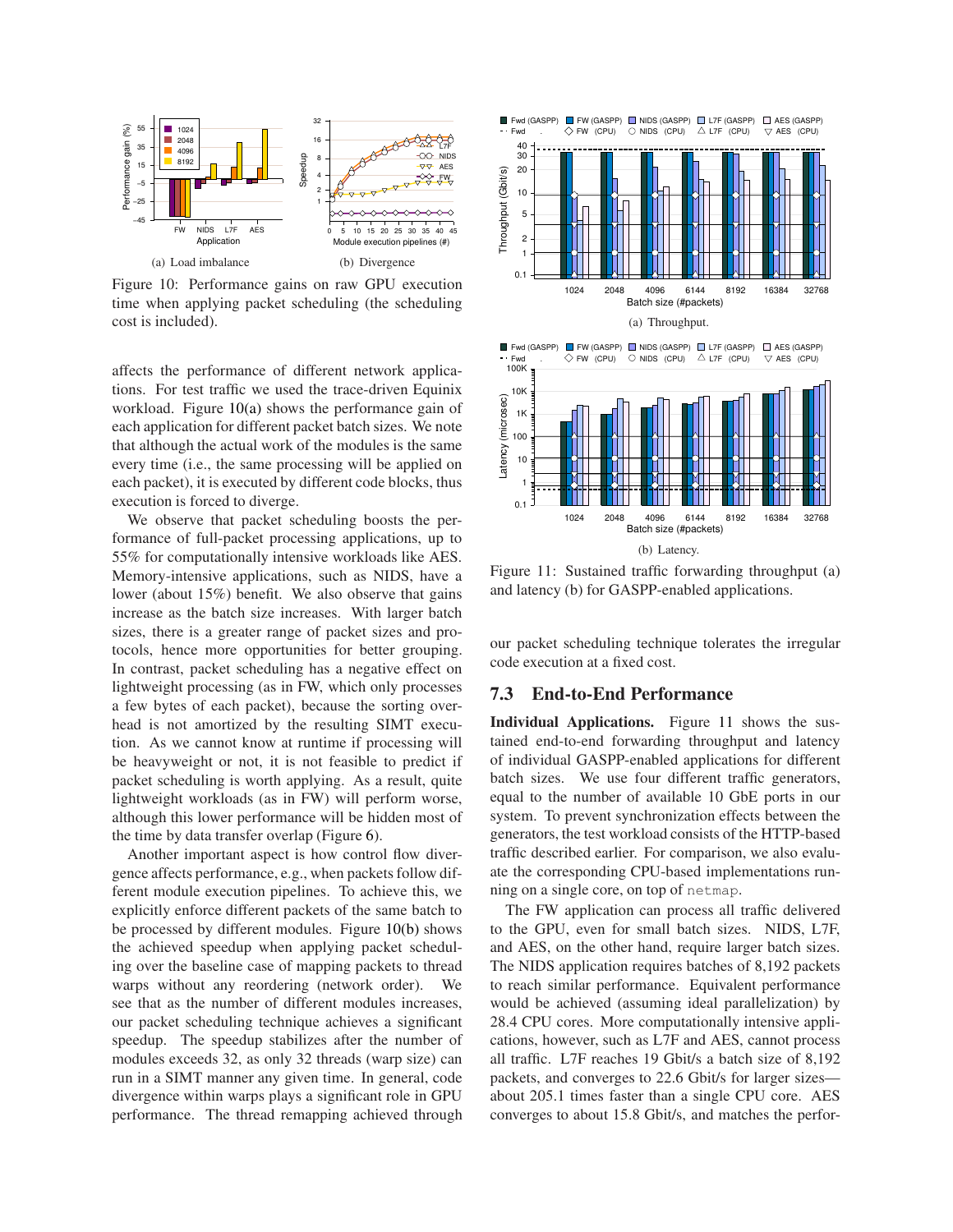(a) Load imbalance

(b) Divergence

Figure 10: Performance gains on raw GPU execution time when applying packet scheduling (the scheduling cost is included).

affects the performance of different network applications. For test traffic we used the trace-driven Equinix workload. Figure 10(a) shows the performance gain of each application for different packet batch sizes. We note that although the actual work of the modules is the same every time (i.e., the same processing will be applied on each packet), it is executed by different code blocks, thus execution is forced to diverge.

We observe that packet scheduling boosts the performance of full-packet processing applications, up to 55% for computationally intensive workloads like AES. Memory-intensive applications, such as NIDS, have a lower (about 15%) benefit. We also observe that gains increase as the batch size increases. With larger batch sizes, there is a greater range of packet sizes and protocols, hence more opportunities for better grouping. In contrast, packet scheduling has a negative effect on lightweight processing (as in FW, which only processes a few bytes of each packet), because the sorting overhead is not amortized by the resulting SIMT execution. As we cannot know at runtime if processing will be heavyweight or not, it is not feasible to predict if packet scheduling is worth applying. As a result, quite lightweight workloads (as in FW) will perform worse, although this lower performance will be hidden most of the time by data transfer overlap (Figure 6).

Another important aspect is how control flow divergence affects performance, e.g., when packets follow different module execution pipelines. To achieve this, we explicitly enforce different packets of the same batch to be processed by different modules. Figure 10(b) shows the achieved speedup when applying packet scheduling over the baseline case of mapping packets to thread warps without any reordering (network order). We see that as the number of different modules increases, our packet scheduling technique achieves a significant speedup. The speedup stabilizes after the number of modules exceeds 32, as only 32 threads (warp size) can run in a SIMT manner any given time. In general, code divergence within warps plays a significant role in GPU performance. The thread remapping achieved through our packet scheduling technique tolerates the irregular code execution at a fixed cost.

(a) Throughput.

(b) Latency.

Figure 11: Sustained traffic forwarding throughput (a) and latency (b) for GASPP-enabled applications.

## 7.3 End-to-End Performance

**Individual Applications.** Figure 11 shows the sustained end-to-end forwarding throughput and latency of individual GASPP-enabled applications for different batch sizes. We use four different traffic generators, equal to the number of available 10 GbE ports in our system. To prevent synchronization effects between the generators, the test workload consists of the HTTP-based traffic described earlier. For comparison, we also evaluate the corresponding CPU-based implementations running on a single core, on top of `netmap`.

The FW application can process all traffic delivered to the GPU, even for small batch sizes. NIDS, L7F, and AES, on the other hand, require larger batch sizes. The NIDS application requires batches of 8,192 packets to reach similar performance. Equivalent performance would be achieved (assuming ideal parallelization) by 28.4 CPU cores. More computationally intensive applications, however, such as L7F and AES, cannot process all traffic. L7F reaches 19 Gbit/s a batch size of 8,192 packets, and converges to 22.6 Gbit/s for larger sizes—about 205.1 times faster than a single CPU core. AES converges to about 15.8 Gbit/s, and matches the perfor-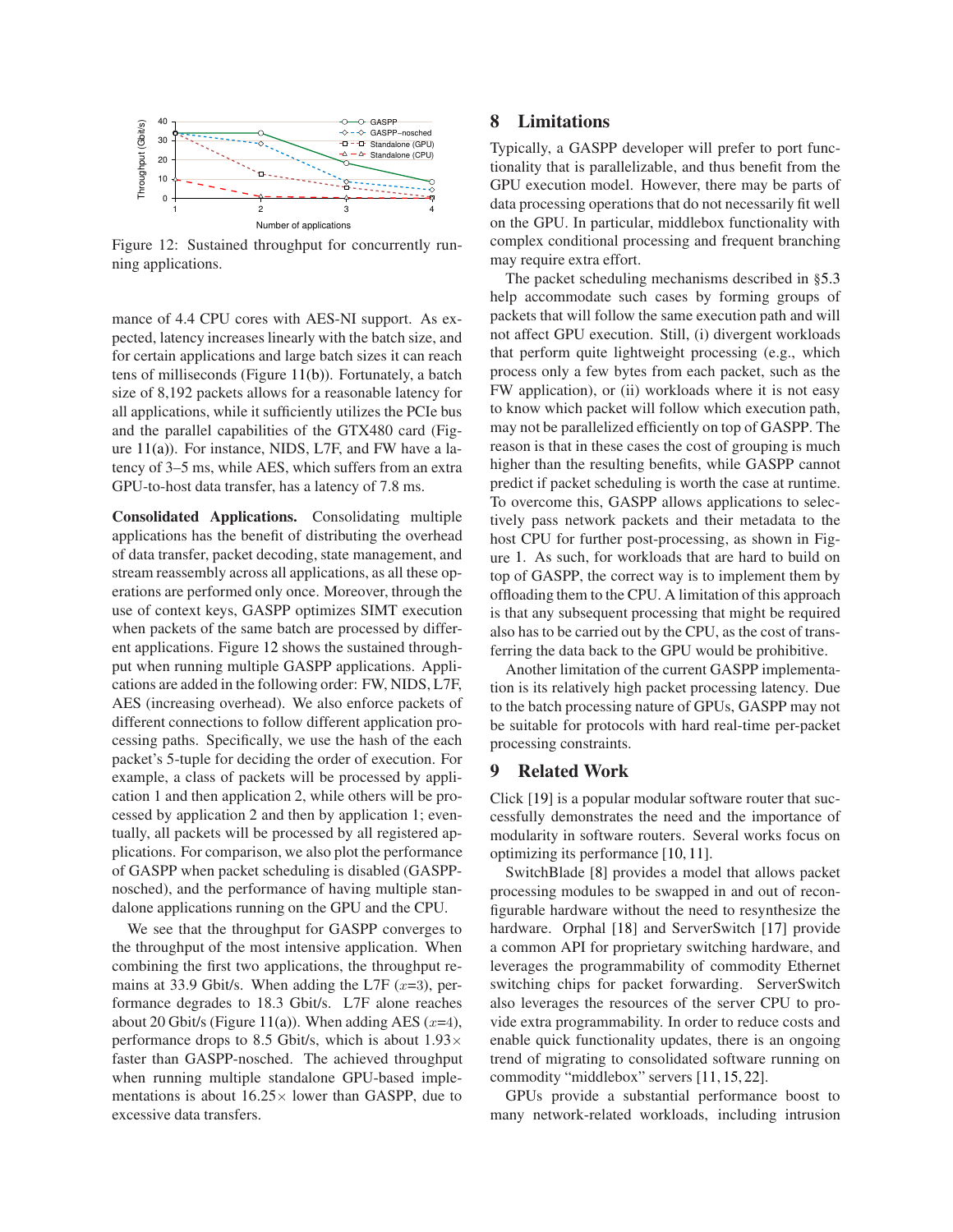Figure 12: Sustained throughput for concurrently running applications.

mance of 4.4 CPU cores with AES-NI support. As expected, latency increases linearly with the batch size, and for certain applications and large batch sizes it can reach tens of milliseconds (Figure 11(b)). Fortunately, a batch size of 8,192 packets allows for a reasonable latency for all applications, while it sufficiently utilizes the PCIe bus and the parallel capabilities of the GTX480 card (Figure 11(a)). For instance, NIDS, L7F, and FW have a latency of 3–5 ms, while AES, which suffers from an extra GPU-to-host data transfer, has a latency of 7.8 ms.

**Consolidated Applications.** Consolidating multiple applications has the benefit of distributing the overhead of data transfer, packet decoding, state management, and stream reassembly across all applications, as all these operations are performed only once. Moreover, through the use of context keys, GASPP optimizes SIMT execution when packets of the same batch are processed by different applications. Figure 12 shows the sustained throughput when running multiple GASPP applications. Applications are added in the following order: FW, NIDS, L7F, AES (increasing overhead). We also enforce packets of different connections to follow different application processing paths. Specifically, we use the hash of the each packet's 5-tuple for deciding the order of execution. For example, a class of packets will be processed by application 1 and then application 2, while others will be processed by application 2 and then by application 1; eventually, all packets will be processed by all registered applications. For comparison, we also plot the performance of GASPP when packet scheduling is disabled (GASPP-nosched), and the performance of having multiple standalone applications running on the GPU and the CPU.

We see that the throughput for GASPP converges to the throughput of the most intensive application. When combining the first two applications, the throughput remains at 33.9 Gbit/s. When adding the L7F ($x$=3), performance degrades to 18.3 Gbit/s. L7F alone reaches about 20 Gbit/s (Figure 11(a)). When adding AES ($x$=4), performance drops to 8.5 Gbit/s, which is about 1.93× faster than GASPP-nosched. The achieved throughput when running multiple standalone GPU-based implementations is about 16.25× lower than GASPP, due to excessive data transfers.

## 8 Limitations

Typically, a GASPP developer will prefer to port functionality that is parallelizable, and thus benefit from the GPU execution model. However, there may be parts of data processing operations that do not necessarily fit well on the GPU. In particular, middlebox functionality with complex conditional processing and frequent branching may require extra effort.

The packet scheduling mechanisms described in §5.3 help accommodate such cases by forming groups of packets that will follow the same execution path and will not affect GPU execution. Still, (i) divergent workloads that perform quite lightweight processing (e.g., which process only a few bytes from each packet, such as the FW application), or (ii) workloads where it is not easy to know which packet will follow which execution path, may not be parallelized efficiently on top of GASPP. The reason is that in these cases the cost of grouping is much higher than the resulting benefits, while GASPP cannot predict if packet scheduling is worth the case at runtime. To overcome this, GASPP allows applications to selectively pass network packets and their metadata to the host CPU for further post-processing, as shown in Figure 1. As such, for workloads that are hard to build on top of GASPP, the correct way is to implement them by offloading them to the CPU. A limitation of this approach is that any subsequent processing that might be required also has to be carried out by the CPU, as the cost of transferring the data back to the GPU would be prohibitive.

Another limitation of the current GASPP implementation is its relatively high packet processing latency. Due to the batch processing nature of GPUs, GASPP may not be suitable for protocols with hard real-time per-packet processing constraints.

## 9 Related Work

Click [19] is a popular modular software router that successfully demonstrates the need and the importance of modularity in software routers. Several works focus on optimizing its performance [10, 11].

SwitchBlade [8] provides a model that allows packet processing modules to be swapped in and out of reconfigurable hardware without the need to resynthesize the hardware. Orphal [18] and ServerSwitch [17] provide a common API for proprietary switching hardware, and leverages the programmability of commodity Ethernet switching chips for packet forwarding. ServerSwitch also leverages the resources of the server CPU to provide extra programmability. In order to reduce costs and enable quick functionality updates, there is an ongoing trend of migrating to consolidated software running on commodity "middlebox" servers [11, 15, 22].

GPUs provide a substantial performance boost to many network-related workloads, including intrusion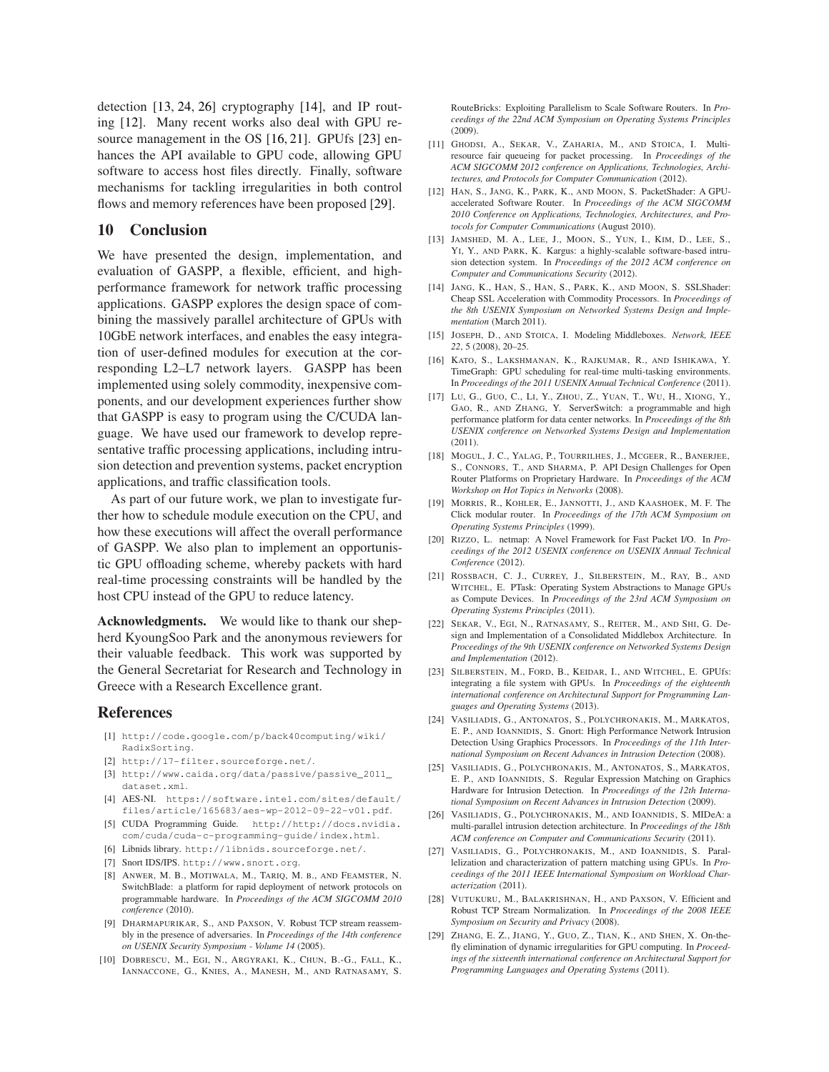detection [13, 24, 26] cryptography [14], and IP routing [12]. Many recent works also deal with GPU resource management in the OS [16, 21]. GPUfs [23] enhances the API available to GPU code, allowing GPU software to access host files directly. Finally, software mechanisms for tackling irregularities in both control flows and memory references have been proposed [29].

## 10 Conclusion

We have presented the design, implementation, and evaluation of GASPP, a flexible, efficient, and high-performance framework for network traffic processing applications. GASPP explores the design space of combining the massively parallel architecture of GPUs with 10GbE network interfaces, and enables the easy integration of user-defined modules for execution at the corresponding L2–L7 network layers. GASPP has been implemented using solely commodity, inexpensive components, and our development experiences further show that GASPP is easy to program using the C/CUDA language. We have used our framework to develop representative traffic processing applications, including intrusion detection and prevention systems, packet encryption applications, and traffic classification tools.

As part of our future work, we plan to investigate further how to schedule module execution on the CPU, and how these executions will affect the overall performance of GASPP. We also plan to implement an opportunistic GPU offloading scheme, whereby packets with hard real-time processing constraints will be handled by the host CPU instead of the GPU to reduce latency.

**Acknowledgments.** We would like to thank our shepherd KyoungSoo Park and the anonymous reviewers for their valuable feedback. This work was supported by the General Secretariat for Research and Technology in Greece with a Research Excellence grant.

## References

[1] http://code.google.com/p/back40computing/wiki/RadixSorting.

[2] http://l7-filter.sourceforge.net/.

[3] http://www.caida.org/data/passive/passive_2011_dataset.xml.

[4] AES-NI. https://software.intel.com/sites/default/files/article/165683/aes-wp-2012-09-22-v01.pdf.

[5] CUDA Programming Guide. http://http://docs.nvidia.com/cuda/cuda-c-programming-guide/index.html.

[6] Libnids library. http://libnids.sourceforge.net/.

[7] Snort IDS/IPS. http://www.snort.org.

[8] ANWER, M. B., MOTIWALA, M., TARIQ, M. B., AND FEAMSTER, N. SwitchBlade: a platform for rapid deployment of network protocols on programmable hardware. In *Proceedings of the ACM SIGCOMM 2010 conference* (2010).

[9] DHARMAPURIKAR, S., AND PAXSON, V. Robust TCP stream reassembly in the presence of adversaries. In *Proceedings of the 14th conference on USENIX Security Symposium - Volume 14* (2005).

[10] DOBRESCU, M., EGI, N., ARGYRAKI, K., CHUN, B.-G., FALL, K., IANNACCONE, G., KNIES, A., MANESH, M., AND RATNASAMY, S. RouteBricks: Exploiting Parallelism to Scale Software Routers. In *Proceedings of the 22nd ACM Symposium on Operating Systems Principles* (2009).

[11] GHODSI, A., SEKAR, V., ZAHARIA, M., AND STOICA, I. Multi-resource fair queueing for packet processing. In *Proceedings of the ACM SIGCOMM 2012 conference on Applications, Technologies, Architectures, and Protocols for Computer Communication* (2012).

[12] HAN, S., JANG, K., PARK, K., AND MOON, S. PacketShader: A GPU-accelerated Software Router. In *Proceedings of the ACM SIGCOMM 2010 Conference on Applications, Technologies, Architectures, and Protocols for Computer Communications* (August 2010).

[13] JAMSHED, M. A., LEE, J., MOON, S., YUN, I., KIM, D., LEE, S., YI, Y., AND PARK, K. Kargus: a highly-scalable software-based intrusion detection system. In *Proceedings of the 2012 ACM conference on Computer and Communications Security* (2012).

[14] JANG, K., HAN, S., HAN, S., PARK, K., AND MOON, S. SSLShader: Cheap SSL Acceleration with Commodity Processors. In *Proceedings of the 8th USENIX Symposium on Networked Systems Design and Implementation* (March 2011).

[15] JOSEPH, D., AND STOICA, I. Modeling Middleboxes. *Network, IEEE 22*, 5 (2008), 20–25.

[16] KATO, S., LAKSHMANAN, K., RAJKUMAR, R., AND ISHIKAWA, Y. TimeGraph: GPU scheduling for real-time multi-tasking environments. In *Proceedings of the 2011 USENIX Annual Technical Conference* (2011).

[17] LU, G., GUO, C., LI, Y., ZHOU, Z., YUAN, T., WU, H., XIONG, Y., GAO, R., AND ZHANG, Y. ServerSwitch: a programmable and high performance platform for data center networks. In *Proceedings of the 8th USENIX conference on Networked Systems Design and Implementation* (2011).

[18] MOGUL, J. C., YALAG, P., TOURRILHES, J., MCGEER, R., BANERJEE, S., CONNORS, T., AND SHARMA, P. API Design Challenges for Open Router Platforms on Proprietary Hardware. In *Proceedings of the ACM Workshop on Hot Topics in Networks* (2008).

[19] MORRIS, R., KOHLER, E., JANNOTTI, J., AND KAASHOEK, M. F. The Click modular router. In *Proceedings of the 17th ACM Symposium on Operating Systems Principles* (1999).

[20] RIZZO, L. netmap: A Novel Framework for Fast Packet I/O. In *Proceedings of the 2012 USENIX conference on USENIX Annual Technical Conference* (2012).

[21] ROSSBACH, C. J., CURREY, J., SILBERSTEIN, M., RAY, B., AND WITCHEL, E. PTask: Operating System Abstractions to Manage GPUs as Compute Devices. In *Proceedings of the 23rd ACM Symposium on Operating Systems Principles* (2011).

[22] SEKAR, V., EGI, N., RATNASAMY, S., REITER, M., AND SHI, G. Design and Implementation of a Consolidated Middlebox Architecture. In *Proceedings of the 9th USENIX conference on Networked Systems Design and Implementation* (2012).

[23] SILBERSTEIN, M., FORD, B., KEIDAR, I., AND WITCHEL, E. GPUfs: integrating a file system with GPUs. In *Proceedings of the eighteenth international conference on Architectural Support for Programming Languages and Operating Systems* (2013).

[24] VASILIADIS, G., ANTONATOS, S., POLYCHRONAKIS, M., MARKATOS, E. P., AND IOANNIDIS, S. Gnort: High Performance Network Intrusion Detection Using Graphics Processors. In *Proceedings of the 11th International Symposium on Recent Advances in Intrusion Detection* (2008).

[25] VASILIADIS, G., POLYCHRONAKIS, M., ANTONATOS, S., MARKATOS, E. P., AND IOANNIDIS, S. Regular Expression Matching on Graphics Hardware for Intrusion Detection. In *Proceedings of the 12th International Symposium on Recent Advances in Intrusion Detection* (2009).

[26] VASILIADIS, G., POLYCHRONAKIS, M., AND IOANNIDIS, S. MIDeA: a multi-parallel intrusion detection architecture. In *Proceedings of the 18th ACM conference on Computer and Communications Security* (2011).

[27] VASILIADIS, G., POLYCHRONAKIS, M., AND IOANNIDIS, S. Parallelization and characterization of pattern matching using GPUs. In *Proceedings of the 2011 IEEE International Symposium on Workload Characterization* (2011).

[28] VUTUKURU, M., BALAKRISHNAN, H., AND PAXSON, V. Efficient and Robust TCP Stream Normalization. In *Proceedings of the 2008 IEEE Symposium on Security and Privacy* (2008).

[29] ZHANG, E. Z., JIANG, Y., GUO, Z., TIAN, K., AND SHEN, X. On-the-fly elimination of dynamic irregularities for GPU computing. In *Proceedings of the sixteenth international conference on Architectural Support for Programming Languages and Operating Systems* (2011).